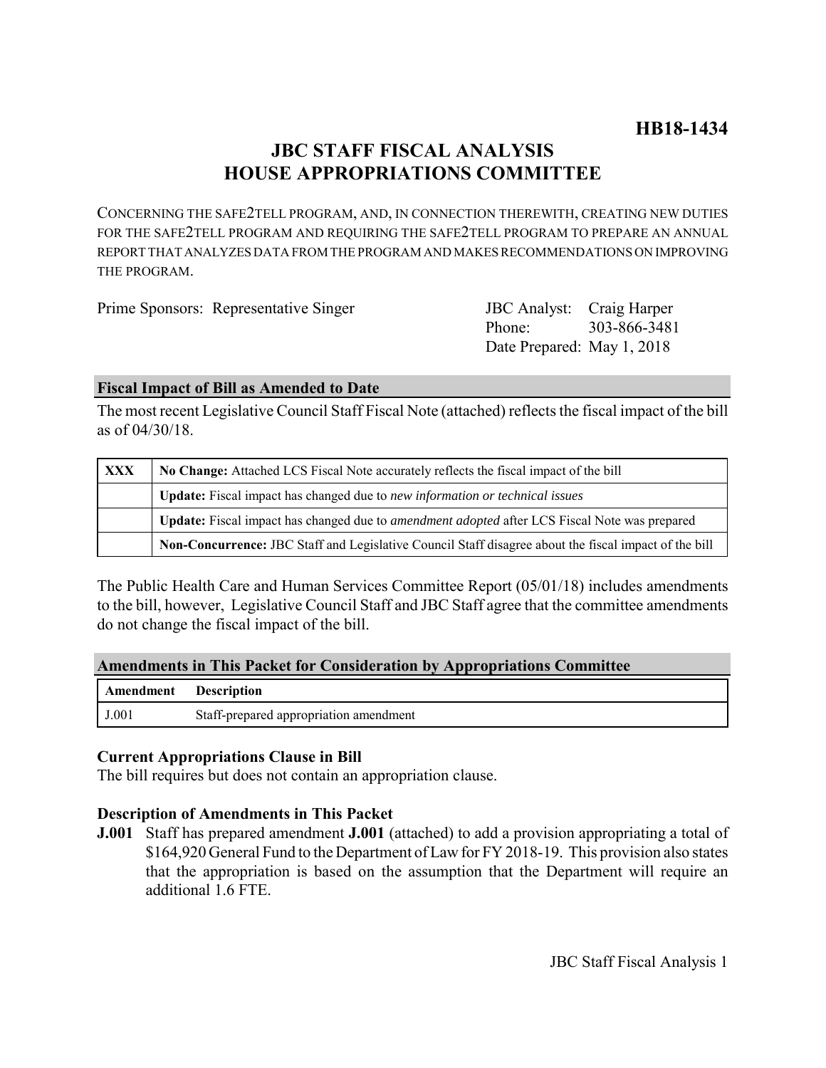**HB18-1434**

# JBC STAFF FISCAL ANALYSIS
# HOUSE APPROPRIATIONS COMMITTEE

CONCERNING THE SAFE2TELL PROGRAM, AND, IN CONNECTION THEREWITH, CREATING NEW DUTIES FOR THE SAFE2TELL PROGRAM AND REQUIRING THE SAFE2TELL PROGRAM TO PREPARE AN ANNUAL REPORT THAT ANALYZES DATA FROM THE PROGRAM AND MAKES RECOMMENDATIONS ON IMPROVING THE PROGRAM.

Prime Sponsors: Representative Singer

JBC Analyst: Craig Harper
Phone: 303-866-3481
Date Prepared: May 1, 2018

## Fiscal Impact of Bill as Amended to Date

The most recent Legislative Council Staff Fiscal Note (attached) reflects the fiscal impact of the bill as of 04/30/18.

| | |
|---|---|
| XXX | **No Change:** Attached LCS Fiscal Note accurately reflects the fiscal impact of the bill |
| | **Update:** Fiscal impact has changed due to *new information or technical issues* |
| | **Update:** Fiscal impact has changed due to *amendment adopted* after LCS Fiscal Note was prepared |
| | **Non-Concurrence:** JBC Staff and Legislative Council Staff disagree about the fiscal impact of the bill |

The Public Health Care and Human Services Committee Report (05/01/18) includes amendments to the bill, however, Legislative Council Staff and JBC Staff agree that the committee amendments do not change the fiscal impact of the bill.

## Amendments in This Packet for Consideration by Appropriations Committee

| Amendment | Description |
|---|---|
| J.001 | Staff-prepared appropriation amendment |

### Current Appropriations Clause in Bill

The bill requires but does not contain an appropriation clause.

### Description of Amendments in This Packet

**J.001** Staff has prepared amendment **J.001** (attached) to add a provision appropriating a total of $164,920 General Fund to the Department of Law for FY 2018-19. This provision also states that the appropriation is based on the assumption that the Department will require an additional 1.6 FTE.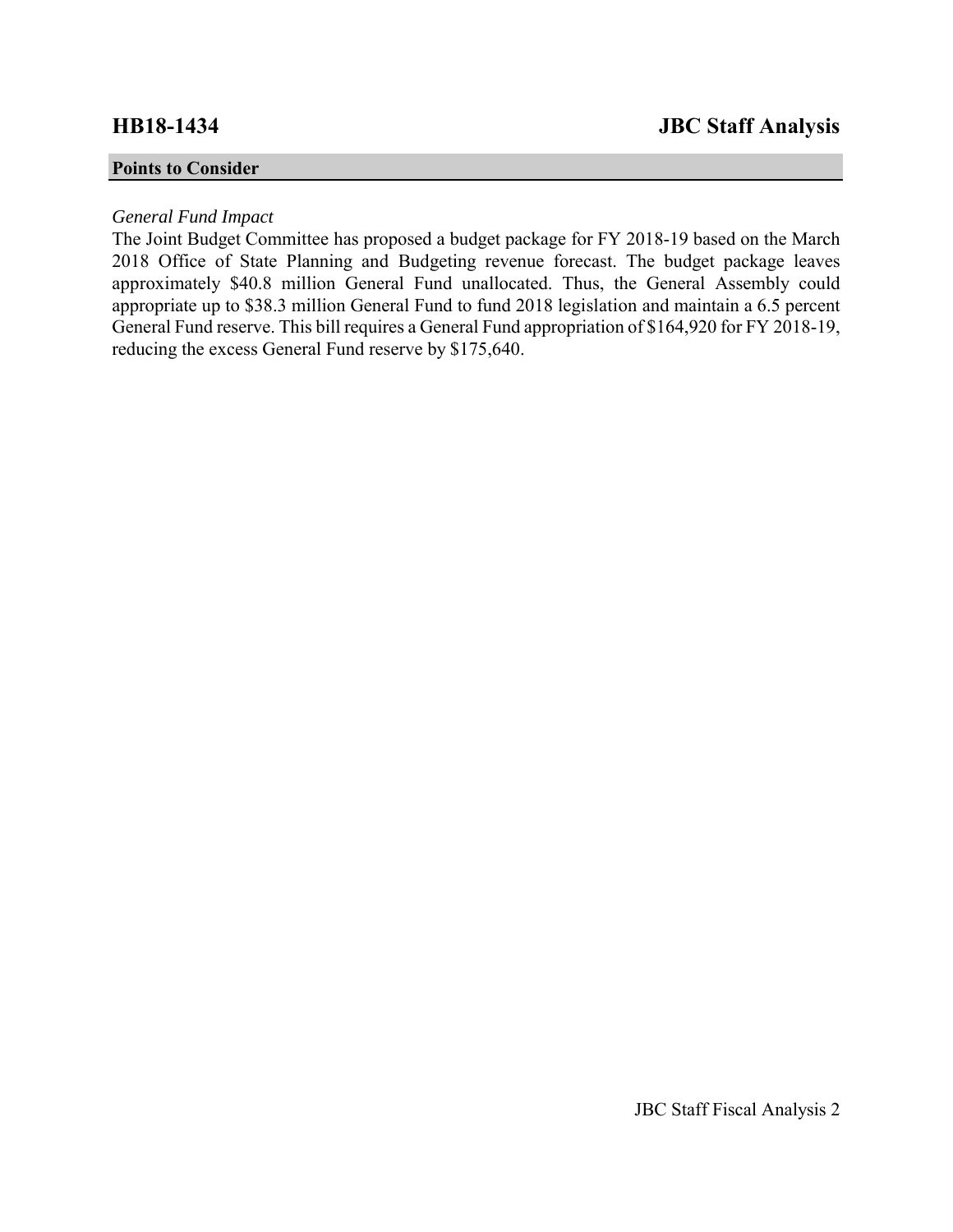## Points to Consider

*General Fund Impact*

The Joint Budget Committee has proposed a budget package for FY 2018-19 based on the March 2018 Office of State Planning and Budgeting revenue forecast. The budget package leaves approximately $40.8 million General Fund unallocated. Thus, the General Assembly could appropriate up to $38.3 million General Fund to fund 2018 legislation and maintain a 6.5 percent General Fund reserve. This bill requires a General Fund appropriation of $164,920 for FY 2018-19, reducing the excess General Fund reserve by $175,640.